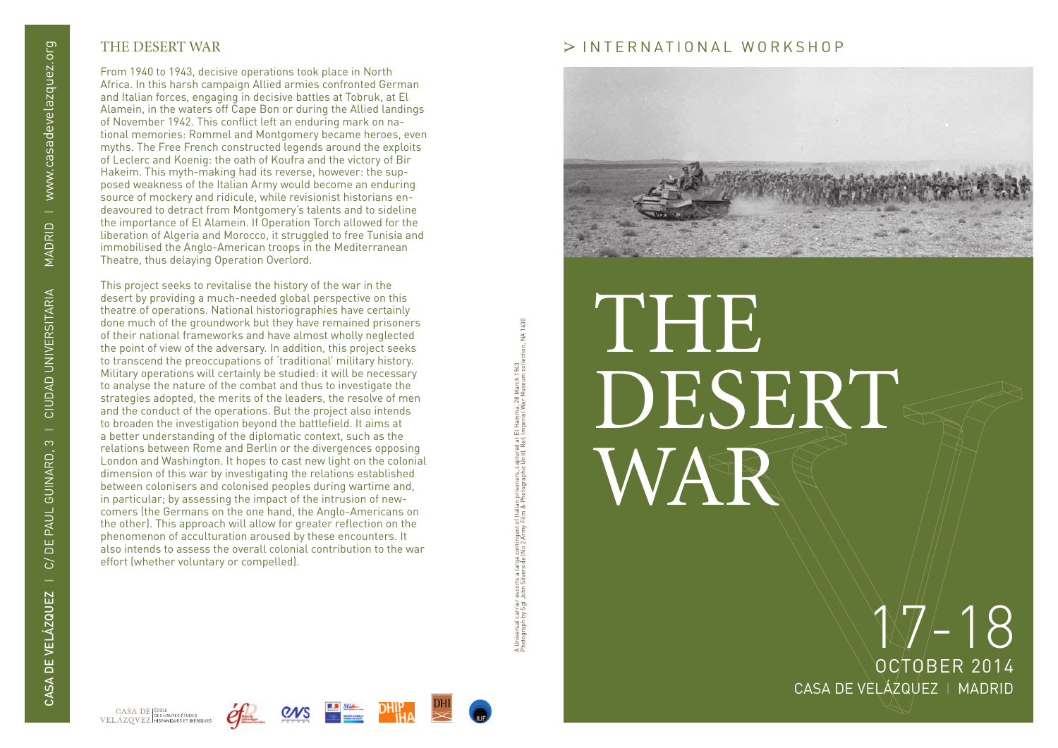# THE DESERT WAR

From 1940 to 1943, decisive operations took place in North Africa. In this harsh campaign Allied armies confronted German and Italian forces, engaging in decisive battles at Tobruk, at El Alamein, in the waters off Cape Bon or during the Allied landings of November 1942. This conflict left an enduring mark on national memories: Rommel and Montgomery became heroes, even myths. The Free French constructed legends around the exploits of Leclerc and Koenig: the oath of Koufra and the victory of Bir Hakeim. This myth-making had its reverse, however: the supposed weakness of the Italian Army would become an enduring source of mockery and ridicule, while revisionist historians endeavoured to detract from Montgomery's talents and to sideline the importance of El Alamein. If Operation Torch allowed for the liberation of Algeria and Morocco, it struggled to free Tunisia and immobilised the Anglo-American troops in the Mediterranean Theatre, thus delaying Operation Overlord.

This project seeks to revitalise the history of the war in the desert by providing a much-needed global perspective on this theatre of operations. National historiographies have certainly done much of the groundwork but they have remained prisoners of their national frameworks and have almost wholly neglected the point of view of the adversary. In addition, this project seeks to transcend the preoccupations of 'traditional' military history. Military operations will certainly be studied: it will be necessary to analyse the nature of the combat and thus to investigate the strategies adopted, the merits of the leaders, the resolve of men and the conduct of the operations. But the project also intends to broaden the investigation beyond the battlefield. It aims at a better understanding of the diplomatic context, such as the relations between Rome and Berlin or the divergences opposing London and Washington. It hopes to cast new light on the colonial dimension of this war by investigating the relations established between colonisers and colonised peoples during wartime and, in particular; by assessing the impact of the intrusion of newcomers (the Germans on the one hand, the Anglo-Americans on the other). This approach will allow for greater reflection on the phenomenon of acculturation aroused by these encounters. It also intends to assess the overall colonial contribution to the war effort (whether voluntary or compelled).

CASA DE VELÁZQUEZ | C/ DE PAUL GUINARD, 3 | CIUDAD UNIVERSITARIA | MADRID | www.casadevelazquez.org

A Universal carrier escorts a large contingent of Italian prisoners, captured at El Hamma, 28 March 1943.
Photograph by Sgt John Silverside (No 2 Army Film & Photographic Unit). Ref. Imperial War Museum collection, NA 1630

> INTERNATIONAL WORKSHOP

# THE DESERT WAR

17-18 OCTOBER 2014

CASA DE VELÁZQUEZ | MADRID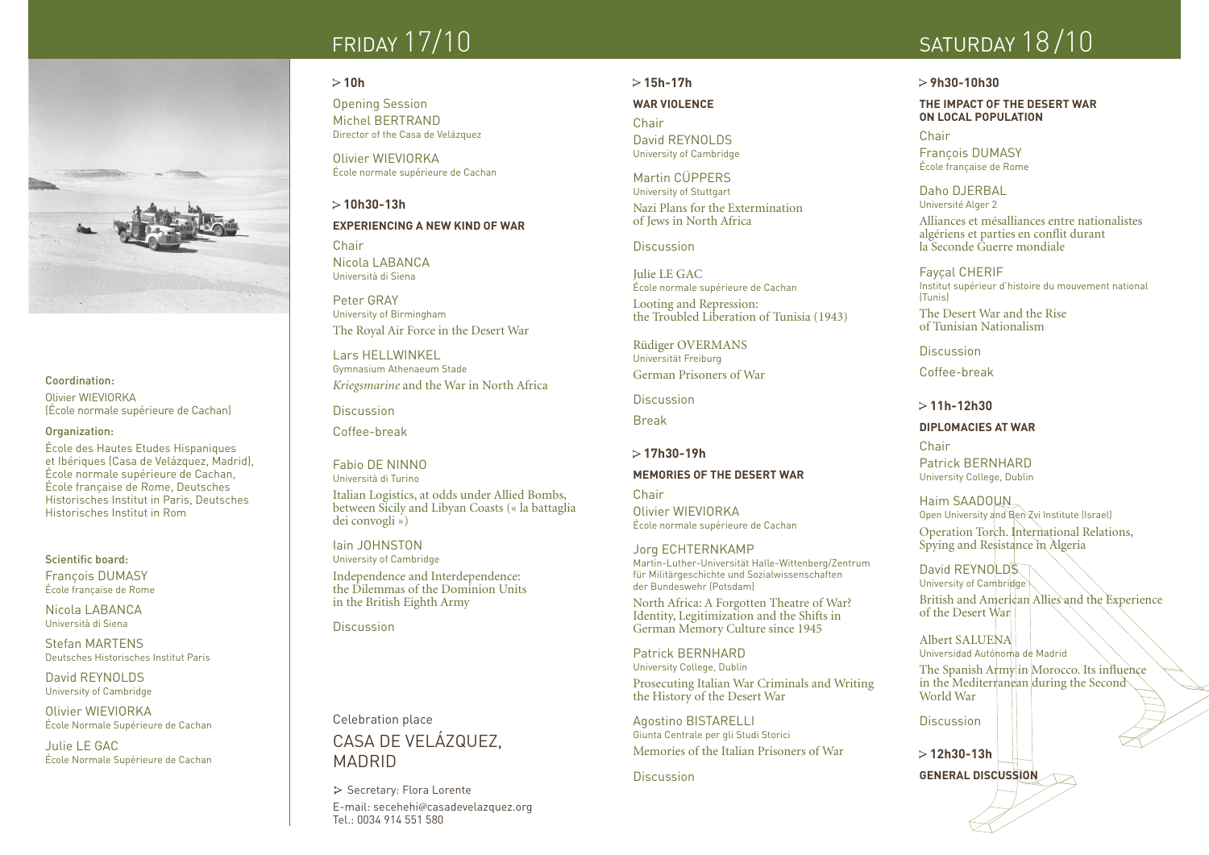Coordination:

Olivier WIEVIORKA
(École normale supérieure de Cachan)

Organization:

École des Hautes Etudes Hispaniques et Ibériques (Casa de Velázquez, Madrid), École normale supérieure de Cachan, École française de Rome, Deutsches Historisches Institut in Paris, Deutsches Historisches Institut in Rom

Scientific board:

François DUMASY
École française de Rome

Nicola LABANCA
Università di Siena

Stefan MARTENS
Deutsches Historisches Institut Paris

David REYNOLDS
University of Cambridge

Olivier WIEVIORKA
École Normale Supérieure de Cachan

Julie LE GAC
École Normale Supérieure de Cachan

# FRIDAY 17/10

### > 10h

Opening Session

Michel BERTRAND
Director of the Casa de Velázquez

Olivier WIEVIORKA
École normale supérieure de Cachan

### > 10h30-13h

**EXPERIENCING A NEW KIND OF WAR**

Chair
Nicola LABANCA
Università di Siena

Peter GRAY
University of Birmingham
The Royal Air Force in the Desert War

Lars HELLWINKEL
Gymnasium Athenaeum Stade
*Kriegsmarine* and the War in North Africa

Discussion

Coffee-break

Fabio DE NINNO
Università di Turino
Italian Logistics, at odds under Allied Bombs, between Sicily and Libyan Coasts (« la battaglia dei convogli »)

Iain JOHNSTON
University of Cambridge
Independence and Interdependence: the Dilemmas of the Dominion Units in the British Eighth Army

Discussion

### > 15h-17h

**WAR VIOLENCE**

Chair
David REYNOLDS
University of Cambridge

Martin CÜPPERS
University of Stuttgart
Nazi Plans for the Extermination of Jews in North Africa

Discussion

Julie LE GAC
École normale supérieure de Cachan
Looting and Repression: the Troubled Liberation of Tunisia (1943)

Rüdiger OVERMANS
Universität Freiburg
German Prisoners of War

Discussion

Break

### > 17h30-19h

**MEMORIES OF THE DESERT WAR**

Chair
Olivier WIEVIORKA
École normale supérieure de Cachan

Jorg ECHTERNKAMP
Martin-Luther-Universität Halle-Wittenberg/Zentrum für Militärgeschichte und Sozialwissenschaften der Bundeswehr (Potsdam)
North Africa: A Forgotten Theatre of War? Identity, Legitimization and the Shifts in German Memory Culture since 1945

Patrick BERNHARD
University College, Dublin
Prosecuting Italian War Criminals and Writing the History of the Desert War

Agostino BISTARELLI
Giunta Centrale per gli Studi Storici
Memories of the Italian Prisoners of War

Discussion

Celebration place

CASA DE VELÁZQUEZ, MADRID

> Secretary: Flora Lorente
E-mail: secehehi@casadevelazquez.org
Tel.: 0034 914 551 580

# SATURDAY 18/10

### > 9h30-10h30

**THE IMPACT OF THE DESERT WAR ON LOCAL POPULATION**

Chair
François DUMASY
École française de Rome

Daho DJERBAL
Université Alger 2
Alliances et mésalliances entre nationalistes algériens et parties en conflit durant la Seconde Guerre mondiale

Fayçal CHERIF
Institut supérieur d'histoire du mouvement national (Tunis)
The Desert War and the Rise of Tunisian Nationalism

Discussion

Coffee-break

### > 11h-12h30

**DIPLOMACIES AT WAR**

Chair
Patrick BERNHARD
University College, Dublin

Haim SAADOUN
Open University and Ben Zvi Institute (Israel)
Operation Torch. International Relations, Spying and Resistance in Algeria

David REYNOLDS
University of Cambridge
British and American Allies and the Experience of the Desert War

Albert SALUENA
Universidad Autónoma de Madrid
The Spanish Army in Morocco. Its influence in the Mediterranean during the Second World War

Discussion

### > 12h30-13h

**GENERAL DISCUSSION**